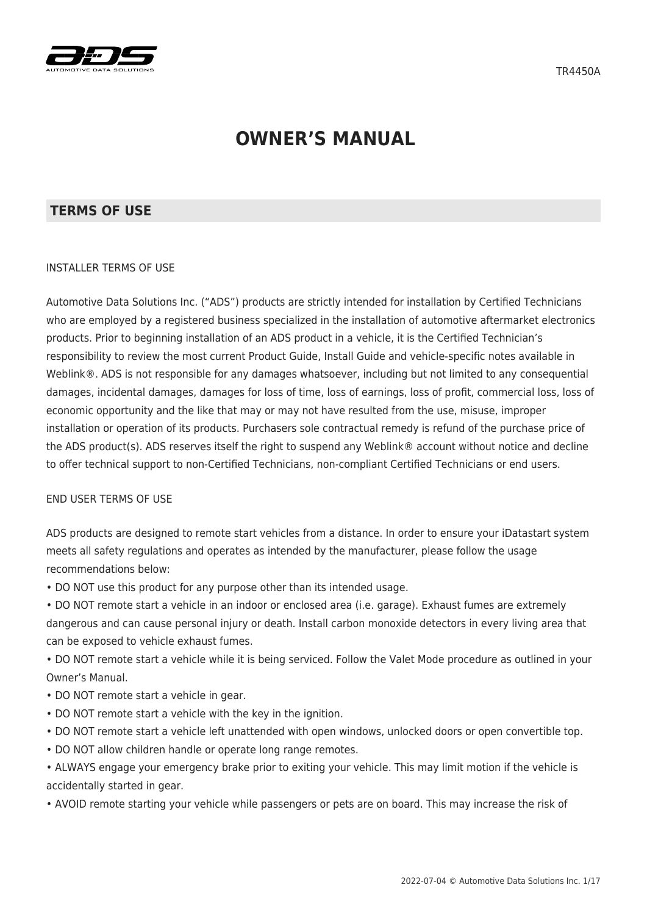# OWNER'S MANUAL

## TERMS OF USE

INSTALLER TERMS OF USE

Automotive Data Solutions Inc. ("ADS") products are strictly intended for installation by Certified Technicians who are employed by a registered business specialized in the installation of automotive aftermarket electronics products. Prior to beginning installation of an ADS product in a vehicle, it is the Certified Technician's responsibility to review the most current Product Guide, Install Guide and vehicle-specific notes available in Weblink®. ADS is not responsible for any damages whatsoever, including but not limited to any consequential damages, incidental damages, damages for loss of time, loss of earnings, loss of profit, commercial loss, loss of economic opportunity and the like that may or may not have resulted from the use, misuse, improper installation or operation of its products. Purchasers sole contractual remedy is refund of the purchase price of the ADS product(s). ADS reserves itself the right to suspend any Weblink® account without notice and decline to offer technical support to non-Certified Technicians, non-compliant Certified Technicians or end users.

END USER TERMS OF USE

ADS products are designed to remote start vehicles from a distance. In order to ensure your iDatastart system meets all safety regulations and operates as intended by the manufacturer, please follow the usage recommendations below:

- DO NOT use this product for any purpose other than its intended usage.
- DO NOT remote start a vehicle in an indoor or enclosed area (i.e. garage). Exhaust fumes are extremely dangerous and can cause personal injury or death. Install carbon monoxide detectors in every living area that can be exposed to vehicle exhaust fumes.
- DO NOT remote start a vehicle while it is being serviced. Follow the Valet Mode procedure as outlined in your Owner's Manual.
- DO NOT remote start a vehicle in gear.
- DO NOT remote start a vehicle with the key in the ignition.
- DO NOT remote start a vehicle left unattended with open windows, unlocked doors or open convertible top.
- DO NOT allow children handle or operate long range remotes.
- ALWAYS engage your emergency brake prior to exiting your vehicle. This may limit motion if the vehicle is accidentally started in gear.
- AVOID remote starting your vehicle while passengers or pets are on board. This may increase the risk of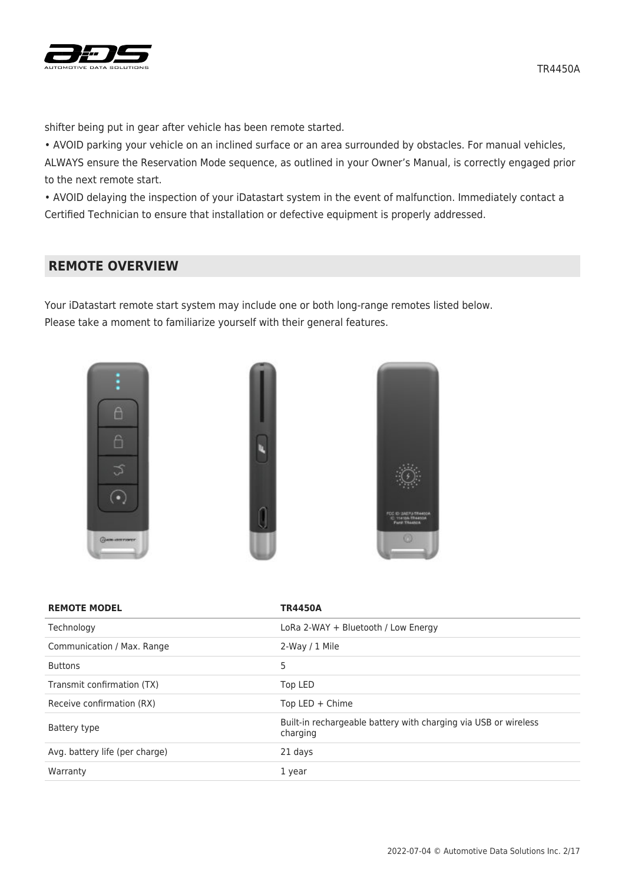shifter being put in gear after vehicle has been remote started.

- AVOID parking your vehicle on an inclined surface or an area surrounded by obstacles. For manual vehicles, ALWAYS ensure the Reservation Mode sequence, as outlined in your Owner's Manual, is correctly engaged prior to the next remote start.
- AVOID delaying the inspection of your iDatastart system in the event of malfunction. Immediately contact a Certified Technician to ensure that installation or defective equipment is properly addressed.

## REMOTE OVERVIEW

Your iDatastart remote start system may include one or both long-range remotes listed below.
Please take a moment to familiarize yourself with their general features.

| REMOTE MODEL | TR4450A |
|---|---|
| Technology | LoRa 2-WAY + Bluetooth / Low Energy |
| Communication / Max. Range | 2-Way / 1 Mile |
| Buttons | 5 |
| Transmit confirmation (TX) | Top LED |
| Receive confirmation (RX) | Top LED + Chime |
| Battery type | Built-in rechargeable battery with charging via USB or wireless charging |
| Avg. battery life (per charge) | 21 days |
| Warranty | 1 year |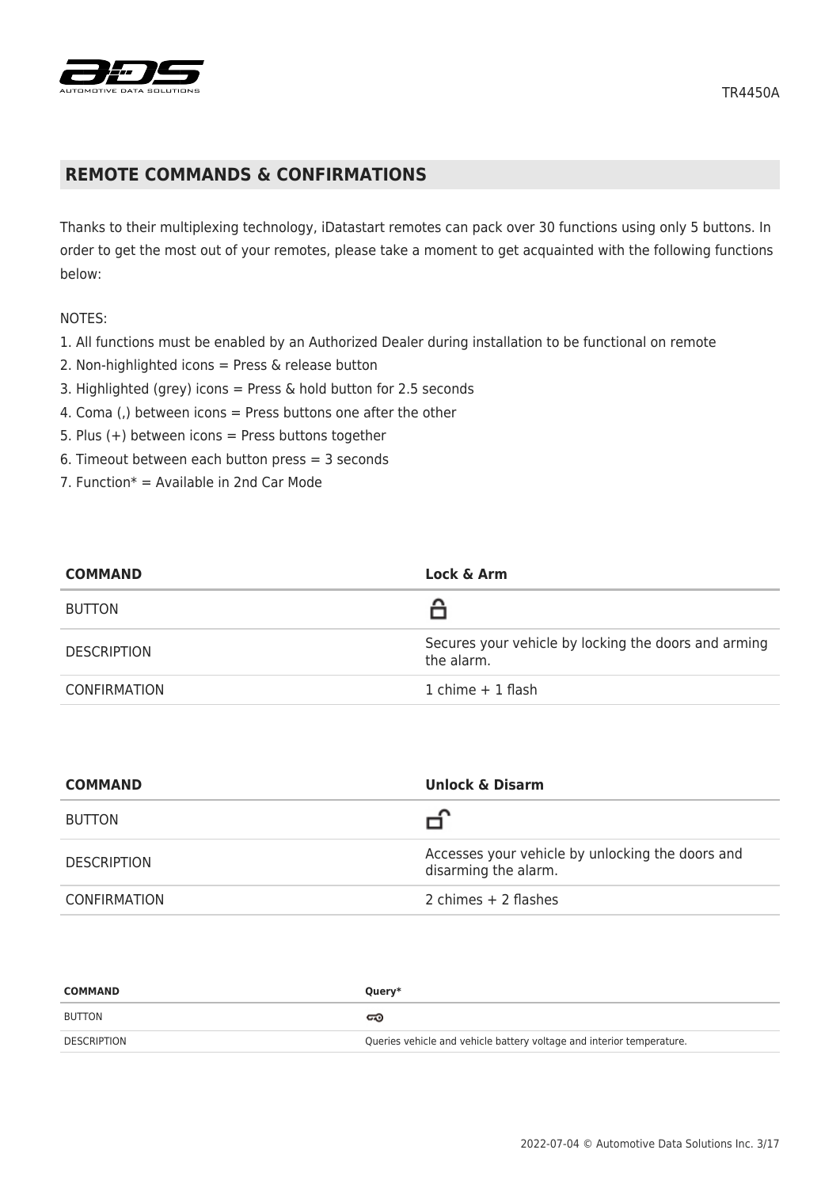## REMOTE COMMANDS & CONFIRMATIONS

Thanks to their multiplexing technology, iDatastart remotes can pack over 30 functions using only 5 buttons. In order to get the most out of your remotes, please take a moment to get acquainted with the following functions below:

NOTES:

1. All functions must be enabled by an Authorized Dealer during installation to be functional on remote
2. Non-highlighted icons = Press & release button
3. Highlighted (grey) icons = Press & hold button for 2.5 seconds
4. Coma (,) between icons = Press buttons one after the other
5. Plus (+) between icons = Press buttons together
6. Timeout between each button press = 3 seconds
7. Function* = Available in 2nd Car Mode

| COMMAND | Lock & Arm |
| --- | --- |
| BUTTON | 🔒 |
| DESCRIPTION | Secures your vehicle by locking the doors and arming the alarm. |
| CONFIRMATION | 1 chime + 1 flash |

| COMMAND | Unlock & Disarm |
| --- | --- |
| BUTTON | 🔓 |
| DESCRIPTION | Accesses your vehicle by unlocking the doors and disarming the alarm. |
| CONFIRMATION | 2 chimes + 2 flashes |

| COMMAND | Query* |
| --- | --- |
| BUTTON | 🔑 |
| DESCRIPTION | Queries vehicle and vehicle battery voltage and interior temperature. |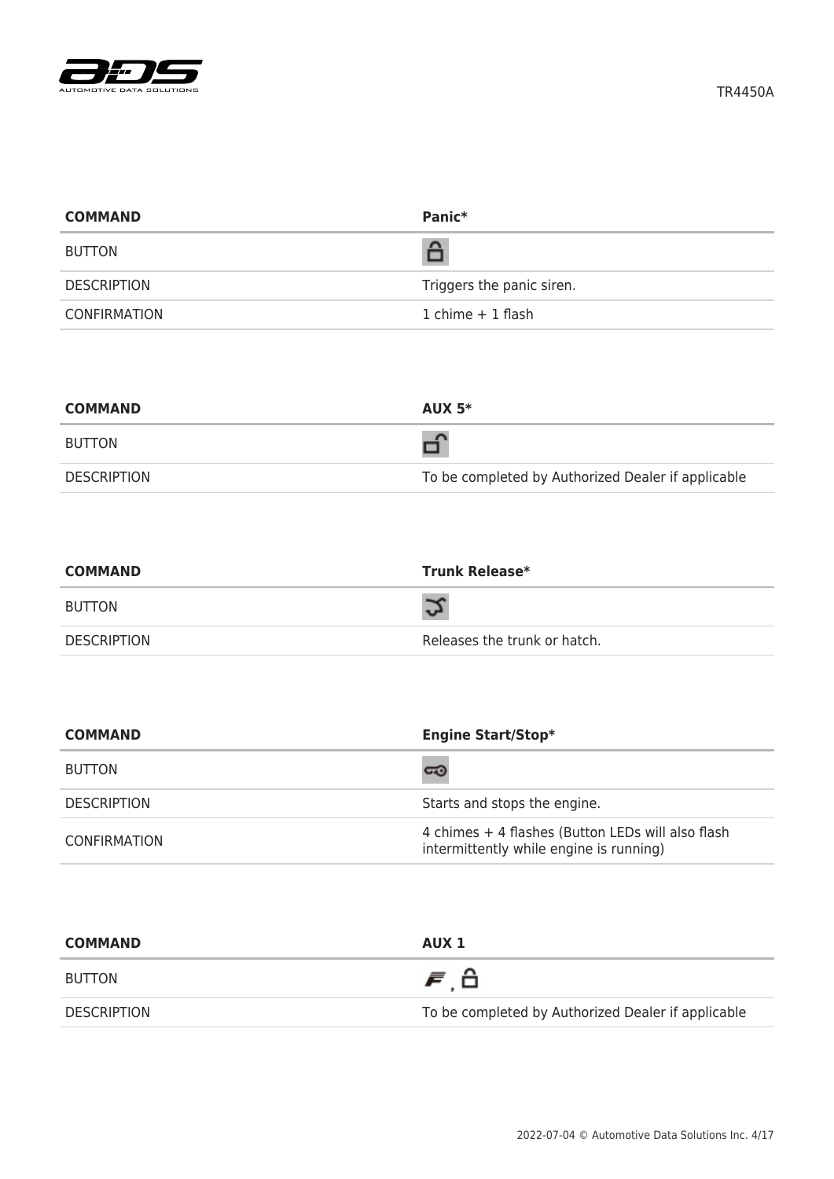| COMMAND | Panic* |
| --- | --- |
| BUTTON | |
| DESCRIPTION | Triggers the panic siren. |
| CONFIRMATION | 1 chime + 1 flash |

| COMMAND | AUX 5* |
| --- | --- |
| BUTTON | |
| DESCRIPTION | To be completed by Authorized Dealer if applicable |

| COMMAND | Trunk Release* |
| --- | --- |
| BUTTON | |
| DESCRIPTION | Releases the trunk or hatch. |

| COMMAND | Engine Start/Stop* |
| --- | --- |
| BUTTON | |
| DESCRIPTION | Starts and stops the engine. |
| CONFIRMATION | 4 chimes + 4 flashes (Button LEDs will also flash intermittently while engine is running) |

| COMMAND | AUX 1 |
| --- | --- |
| BUTTON | , |
| DESCRIPTION | To be completed by Authorized Dealer if applicable |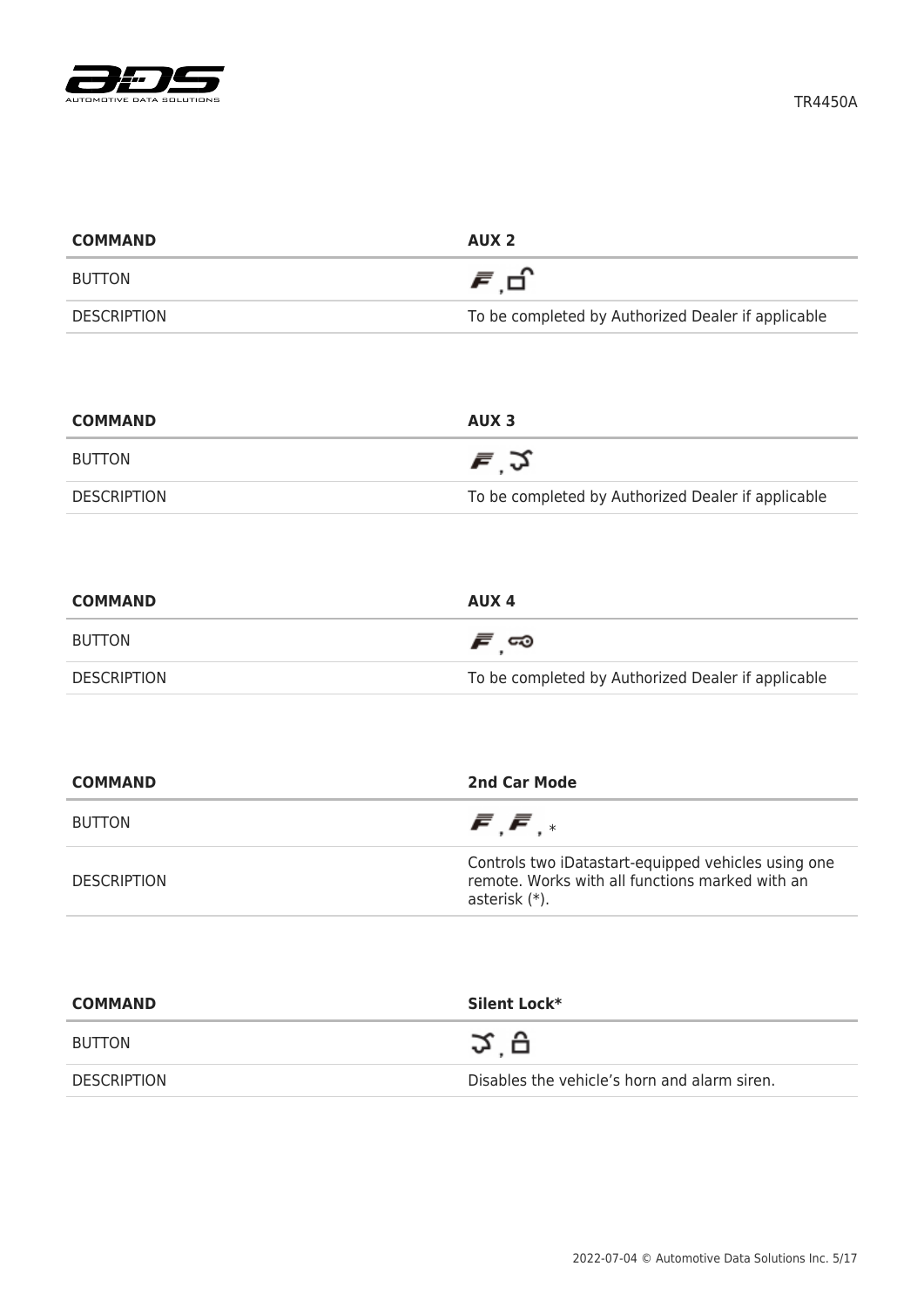| COMMAND | AUX 2 |
| --- | --- |
| BUTTON | F , unlock |
| DESCRIPTION | To be completed by Authorized Dealer if applicable |

| COMMAND | AUX 3 |
| --- | --- |
| BUTTON | F , trunk |
| DESCRIPTION | To be completed by Authorized Dealer if applicable |

| COMMAND | AUX 4 |
| --- | --- |
| BUTTON | F , remote start |
| DESCRIPTION | To be completed by Authorized Dealer if applicable |

| COMMAND | 2nd Car Mode |
| --- | --- |
| BUTTON | F , F , * |
| DESCRIPTION | Controls two iDatastart-equipped vehicles using one remote. Works with all functions marked with an asterisk (*). |

| COMMAND | Silent Lock* |
| --- | --- |
| BUTTON | trunk , lock |
| DESCRIPTION | Disables the vehicle's horn and alarm siren. |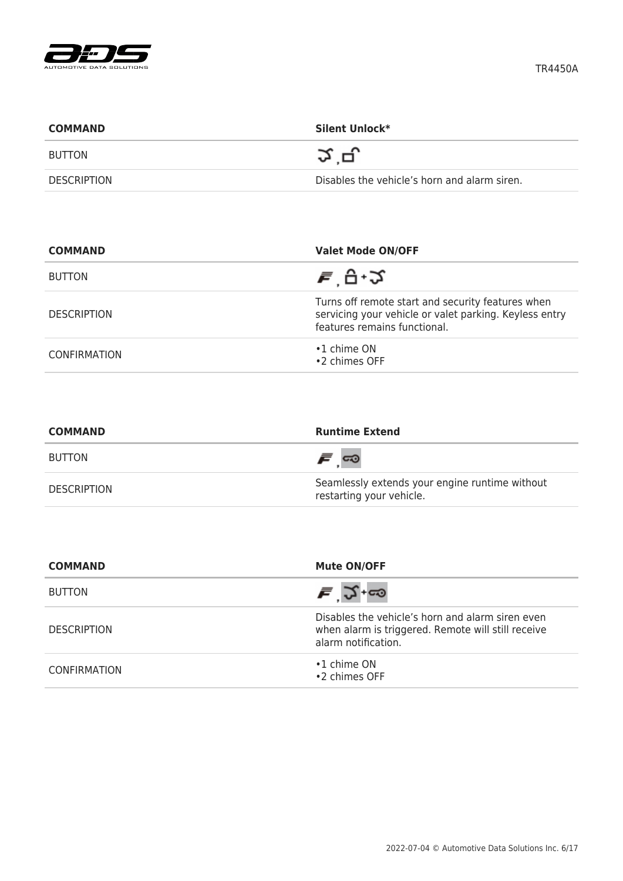| COMMAND | Silent Unlock* |
| --- | --- |
| BUTTON | , |
| DESCRIPTION | Disables the vehicle's horn and alarm siren. |

| COMMAND | Valet Mode ON/OFF |
| --- | --- |
| BUTTON | , + |
| DESCRIPTION | Turns off remote start and security features when servicing your vehicle or valet parking. Keyless entry features remains functional. |
| CONFIRMATION | •1 chime ON<br>•2 chimes OFF |

| COMMAND | Runtime Extend |
| --- | --- |
| BUTTON | , |
| DESCRIPTION | Seamlessly extends your engine runtime without restarting your vehicle. |

| COMMAND | Mute ON/OFF |
| --- | --- |
| BUTTON | , + |
| DESCRIPTION | Disables the vehicle's horn and alarm siren even when alarm is triggered. Remote will still receive alarm notification. |
| CONFIRMATION | •1 chime ON<br>•2 chimes OFF |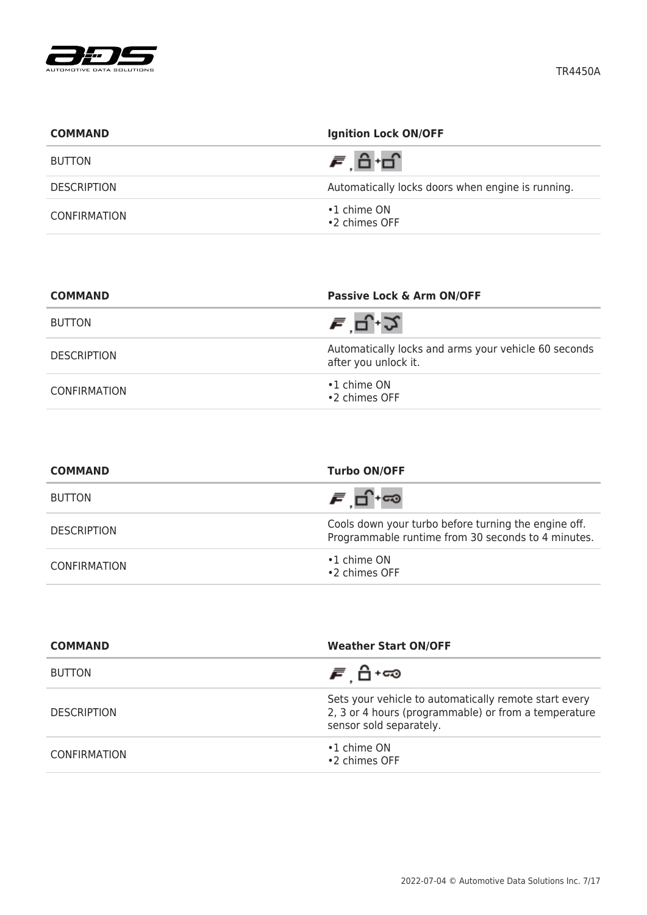| COMMAND | Ignition Lock ON/OFF |
| --- | --- |
| BUTTON | , + |
| DESCRIPTION | Automatically locks doors when engine is running. |
| CONFIRMATION | •1 chime ON<br>•2 chimes OFF |

| COMMAND | Passive Lock & Arm ON/OFF |
| --- | --- |
| BUTTON | , + |
| DESCRIPTION | Automatically locks and arms your vehicle 60 seconds after you unlock it. |
| CONFIRMATION | •1 chime ON<br>•2 chimes OFF |

| COMMAND | Turbo ON/OFF |
| --- | --- |
| BUTTON | , + |
| DESCRIPTION | Cools down your turbo before turning the engine off. Programmable runtime from 30 seconds to 4 minutes. |
| CONFIRMATION | •1 chime ON<br>•2 chimes OFF |

| COMMAND | Weather Start ON/OFF |
| --- | --- |
| BUTTON | , + |
| DESCRIPTION | Sets your vehicle to automatically remote start every 2, 3 or 4 hours (programmable) or from a temperature sensor sold separately. |
| CONFIRMATION | •1 chime ON<br>•2 chimes OFF |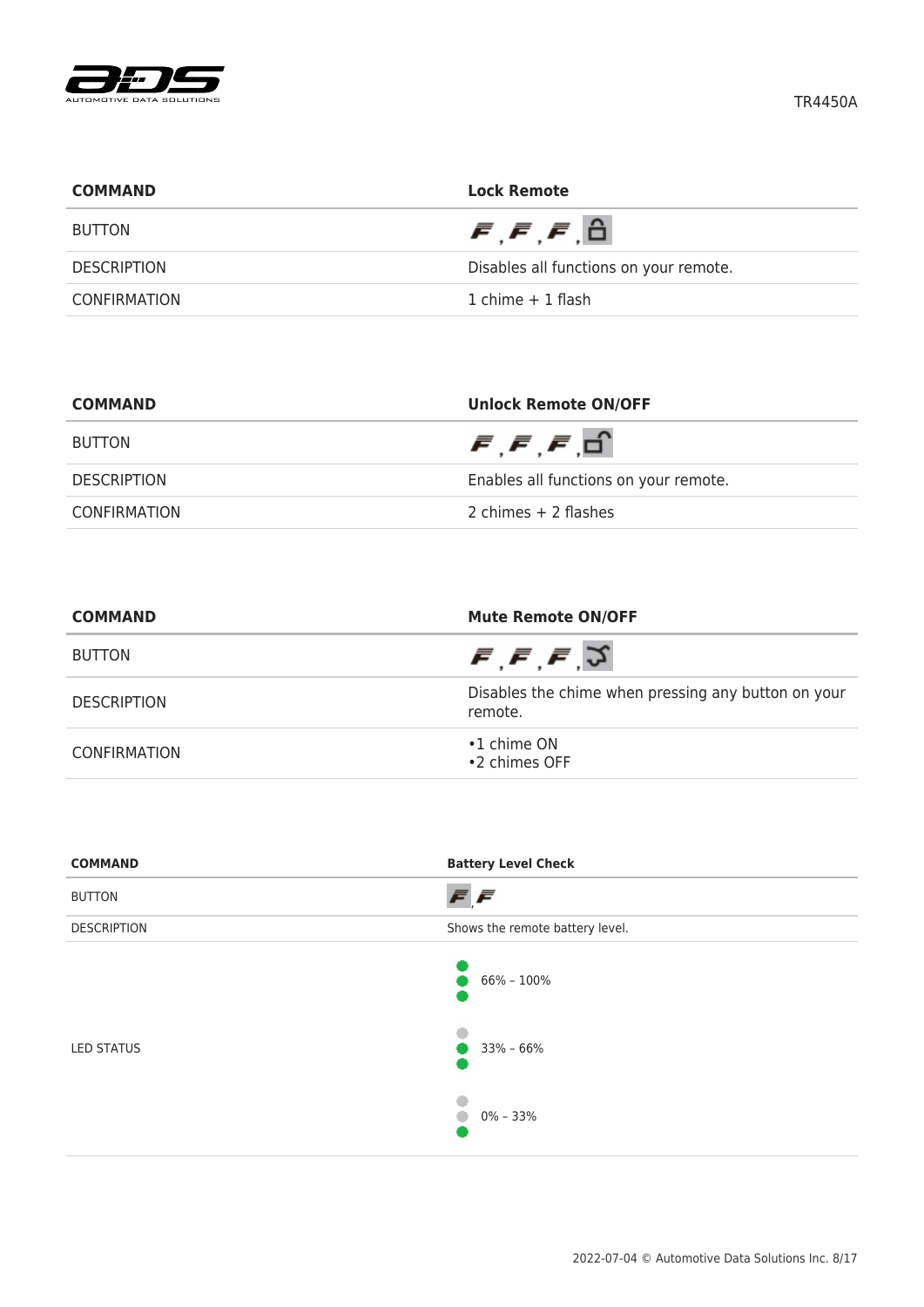| COMMAND | Lock Remote |
|---|---|
| BUTTON | F , F , F , 🔒 |
| DESCRIPTION | Disables all functions on your remote. |
| CONFIRMATION | 1 chime + 1 flash |

| COMMAND | Unlock Remote ON/OFF |
|---|---|
| BUTTON | F , F , F , 🔓 |
| DESCRIPTION | Enables all functions on your remote. |
| CONFIRMATION | 2 chimes + 2 flashes |

| COMMAND | Mute Remote ON/OFF |
|---|---|
| BUTTON | F , F , F , (trunk) |
| DESCRIPTION | Disables the chime when pressing any button on your remote. |
| CONFIRMATION | •1 chime ON<br>•2 chimes OFF |

| COMMAND | Battery Level Check |
|---|---|
| BUTTON | F , F |
| DESCRIPTION | Shows the remote battery level. |
| LED STATUS | ● ● ● 66% – 100%<br>○ ● ● 33% – 66%<br>○ ○ ● 0% – 33% |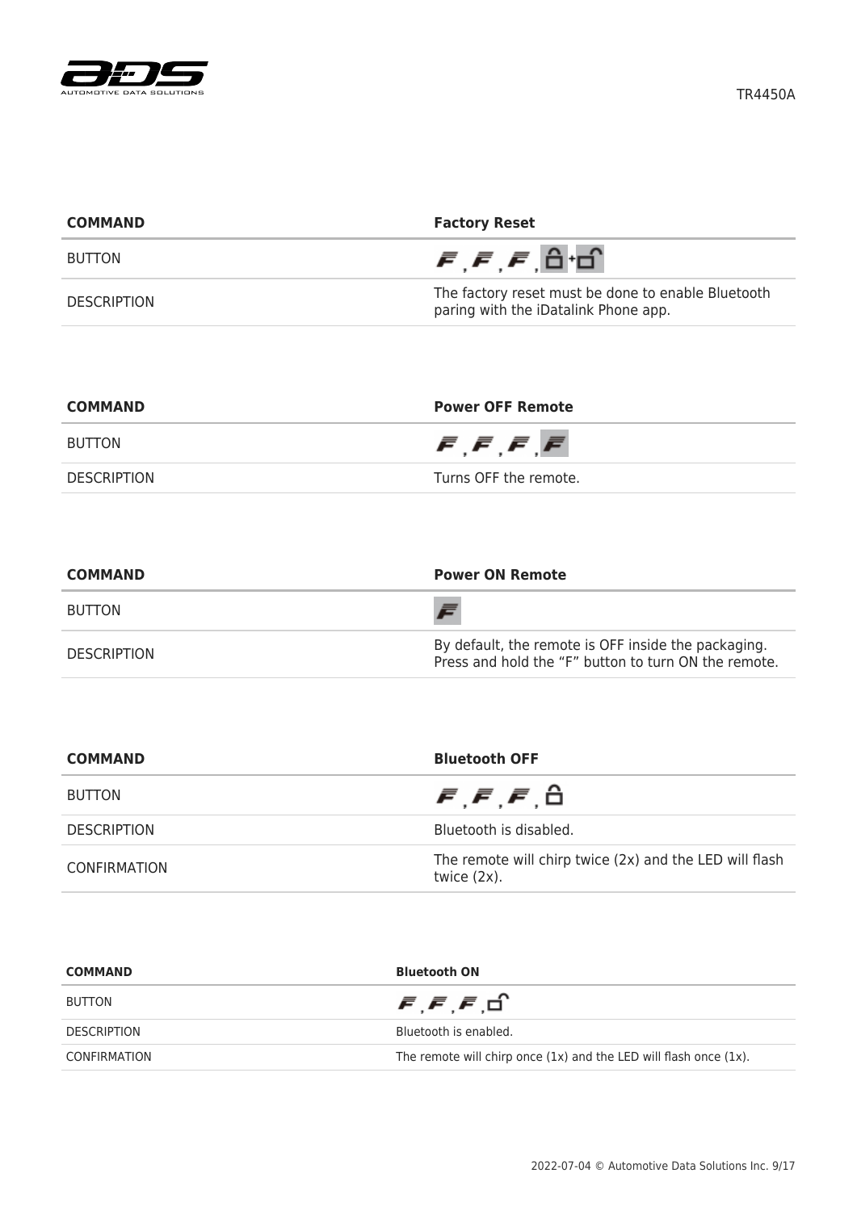| COMMAND | Factory Reset |
| --- | --- |
| BUTTON | F, F, F, 🔒+🔓 |
| DESCRIPTION | The factory reset must be done to enable Bluetooth paring with the iDatalink Phone app. |

| COMMAND | Power OFF Remote |
| --- | --- |
| BUTTON | F, F, F, F |
| DESCRIPTION | Turns OFF the remote. |

| COMMAND | Power ON Remote |
| --- | --- |
| BUTTON | F |
| DESCRIPTION | By default, the remote is OFF inside the packaging. Press and hold the "F" button to turn ON the remote. |

| COMMAND | Bluetooth OFF |
| --- | --- |
| BUTTON | F, F, F, 🔒 |
| DESCRIPTION | Bluetooth is disabled. |
| CONFIRMATION | The remote will chirp twice (2x) and the LED will flash twice (2x). |

| COMMAND | Bluetooth ON |
| --- | --- |
| BUTTON | F, F, F, 🔓 |
| DESCRIPTION | Bluetooth is enabled. |
| CONFIRMATION | The remote will chirp once (1x) and the LED will flash once (1x). |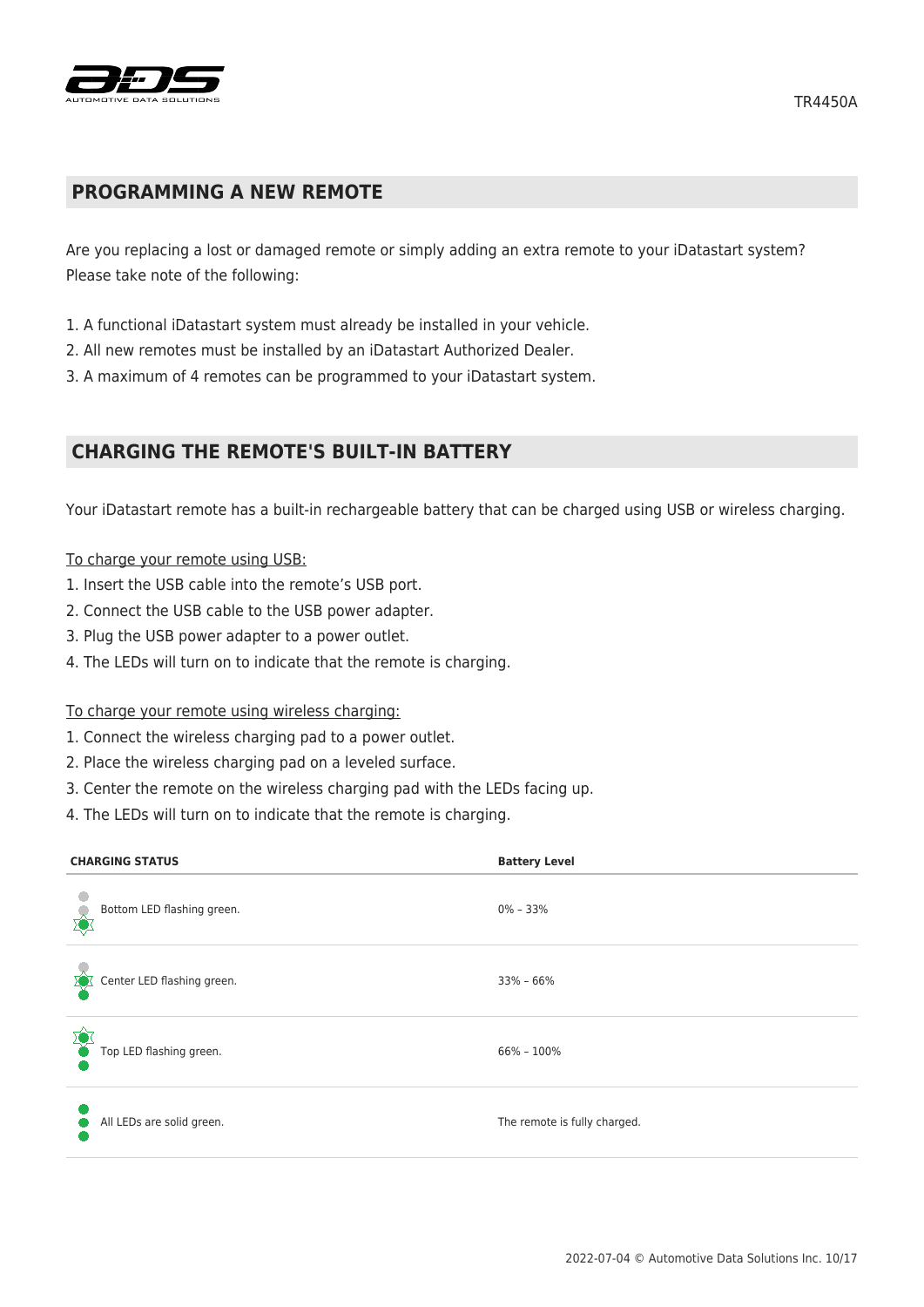## PROGRAMMING A NEW REMOTE

Are you replacing a lost or damaged remote or simply adding an extra remote to your iDatastart system? Please take note of the following:

1. A functional iDatastart system must already be installed in your vehicle.
2. All new remotes must be installed by an iDatastart Authorized Dealer.
3. A maximum of 4 remotes can be programmed to your iDatastart system.

## CHARGING THE REMOTE'S BUILT-IN BATTERY

Your iDatastart remote has a built-in rechargeable battery that can be charged using USB or wireless charging.

To charge your remote using USB:

1. Insert the USB cable into the remote's USB port.
2. Connect the USB cable to the USB power adapter.
3. Plug the USB power adapter to a power outlet.
4. The LEDs will turn on to indicate that the remote is charging.

To charge your remote using wireless charging:

1. Connect the wireless charging pad to a power outlet.
2. Place the wireless charging pad on a leveled surface.
3. Center the remote on the wireless charging pad with the LEDs facing up.
4. The LEDs will turn on to indicate that the remote is charging.

| CHARGING STATUS | Battery Level |
| --- | --- |
| Bottom LED flashing green. | 0% – 33% |
| Center LED flashing green. | 33% – 66% |
| Top LED flashing green. | 66% – 100% |
| All LEDs are solid green. | The remote is fully charged. |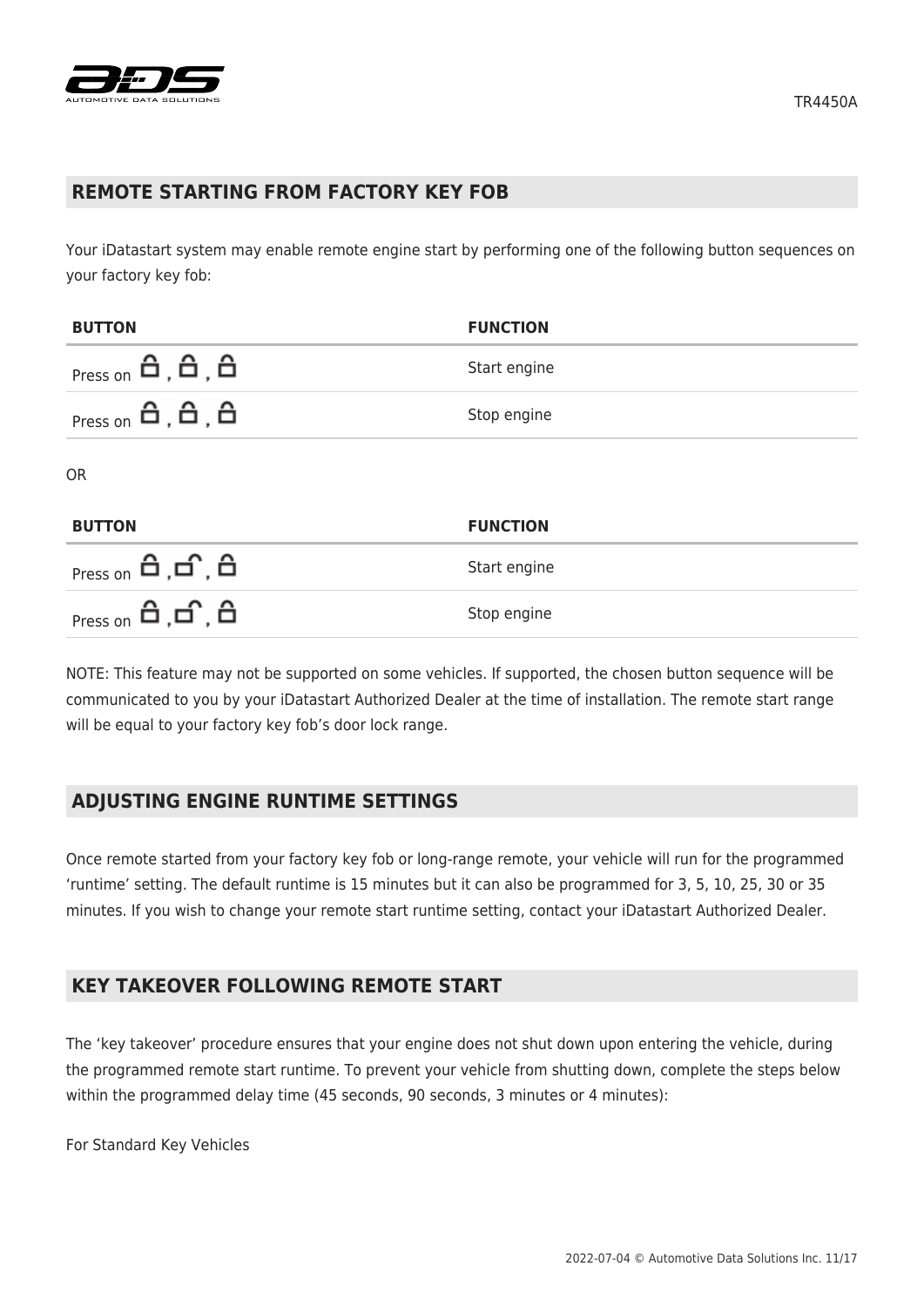## REMOTE STARTING FROM FACTORY KEY FOB

Your iDatastart system may enable remote engine start by performing one of the following button sequences on your factory key fob:

| BUTTON | FUNCTION |
|---|---|
| Press on 🔒, 🔒, 🔒 | Start engine |
| Press on 🔒, 🔒, 🔒 | Stop engine |

OR

| BUTTON | FUNCTION |
|---|---|
| Press on 🔒, 🔓, 🔒 | Start engine |
| Press on 🔒, 🔓, 🔒 | Stop engine |

NOTE: This feature may not be supported on some vehicles. If supported, the chosen button sequence will be communicated to you by your iDatastart Authorized Dealer at the time of installation. The remote start range will be equal to your factory key fob's door lock range.

## ADJUSTING ENGINE RUNTIME SETTINGS

Once remote started from your factory key fob or long-range remote, your vehicle will run for the programmed 'runtime' setting. The default runtime is 15 minutes but it can also be programmed for 3, 5, 10, 25, 30 or 35 minutes. If you wish to change your remote start runtime setting, contact your iDatastart Authorized Dealer.

## KEY TAKEOVER FOLLOWING REMOTE START

The 'key takeover' procedure ensures that your engine does not shut down upon entering the vehicle, during the programmed remote start runtime. To prevent your vehicle from shutting down, complete the steps below within the programmed delay time (45 seconds, 90 seconds, 3 minutes or 4 minutes):

For Standard Key Vehicles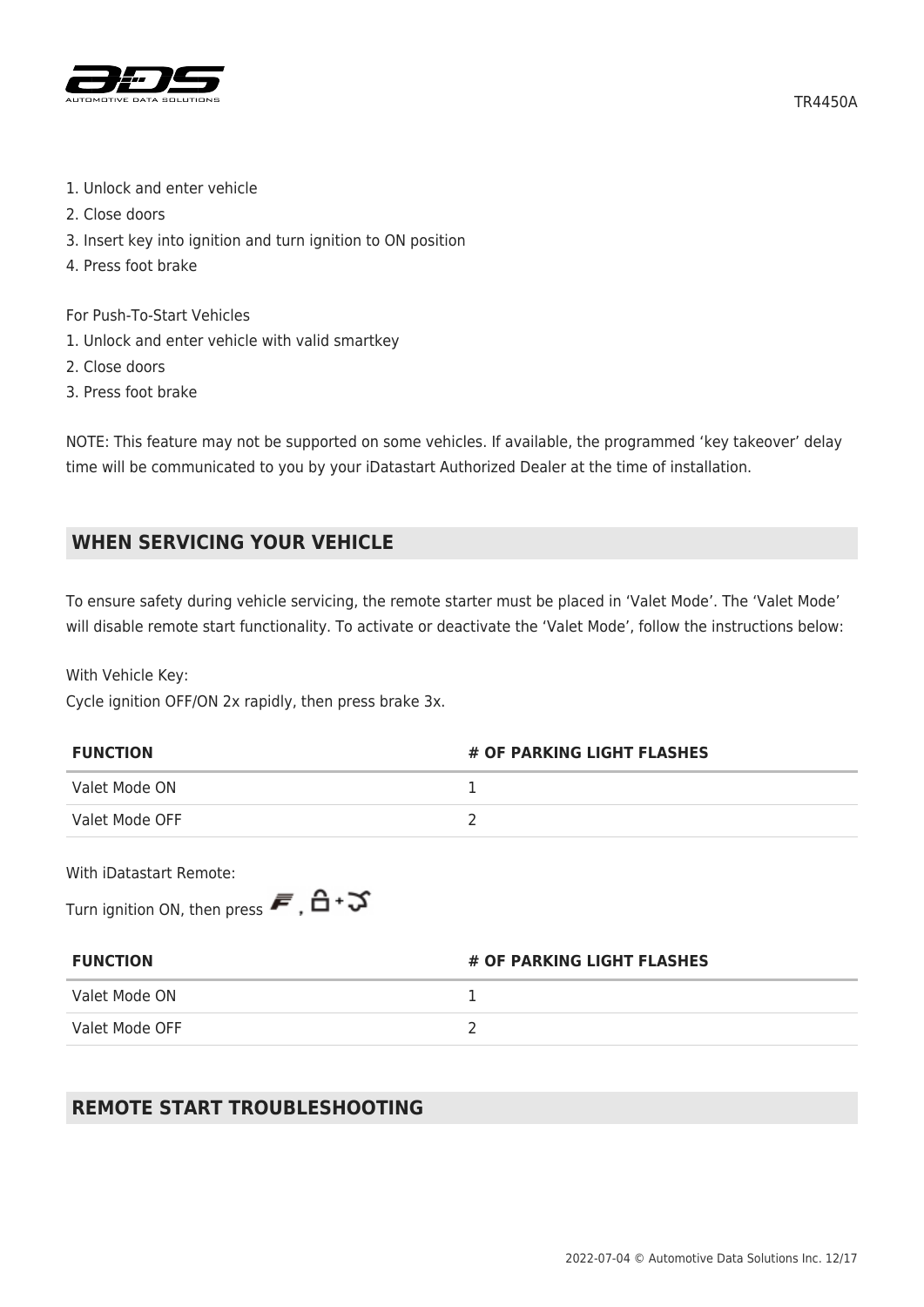1. Unlock and enter vehicle
2. Close doors
3. Insert key into ignition and turn ignition to ON position
4. Press foot brake

For Push-To-Start Vehicles

1. Unlock and enter vehicle with valid smartkey
2. Close doors
3. Press foot brake

NOTE: This feature may not be supported on some vehicles. If available, the programmed 'key takeover' delay time will be communicated to you by your iDatastart Authorized Dealer at the time of installation.

## WHEN SERVICING YOUR VEHICLE

To ensure safety during vehicle servicing, the remote starter must be placed in 'Valet Mode'. The 'Valet Mode' will disable remote start functionality. To activate or deactivate the 'Valet Mode', follow the instructions below:

With Vehicle Key:
Cycle ignition OFF/ON 2x rapidly, then press brake 3x.

| FUNCTION | # OF PARKING LIGHT FLASHES |
| --- | --- |
| Valet Mode ON | 1 |
| Valet Mode OFF | 2 |

With iDatastart Remote:

Turn ignition ON, then press

| FUNCTION | # OF PARKING LIGHT FLASHES |
| --- | --- |
| Valet Mode ON | 1 |
| Valet Mode OFF | 2 |

## REMOTE START TROUBLESHOOTING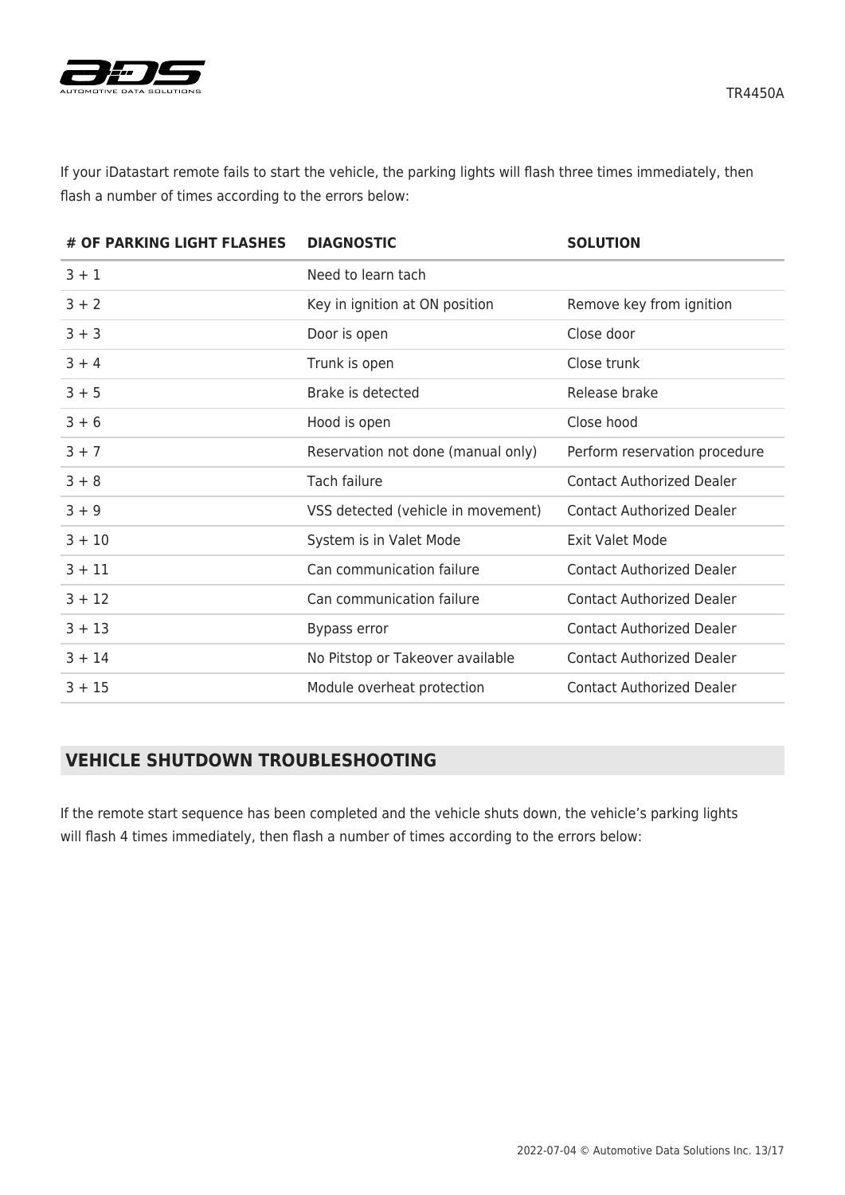If your iDatastart remote fails to start the vehicle, the parking lights will flash three times immediately, then flash a number of times according to the errors below:

| # OF PARKING LIGHT FLASHES | DIAGNOSTIC | SOLUTION |
|---|---|---|
| 3 + 1 | Need to learn tach | |
| 3 + 2 | Key in ignition at ON position | Remove key from ignition |
| 3 + 3 | Door is open | Close door |
| 3 + 4 | Trunk is open | Close trunk |
| 3 + 5 | Brake is detected | Release brake |
| 3 + 6 | Hood is open | Close hood |
| 3 + 7 | Reservation not done (manual only) | Perform reservation procedure |
| 3 + 8 | Tach failure | Contact Authorized Dealer |
| 3 + 9 | VSS detected (vehicle in movement) | Contact Authorized Dealer |
| 3 + 10 | System is in Valet Mode | Exit Valet Mode |
| 3 + 11 | Can communication failure | Contact Authorized Dealer |
| 3 + 12 | Can communication failure | Contact Authorized Dealer |
| 3 + 13 | Bypass error | Contact Authorized Dealer |
| 3 + 14 | No Pitstop or Takeover available | Contact Authorized Dealer |
| 3 + 15 | Module overheat protection | Contact Authorized Dealer |

## VEHICLE SHUTDOWN TROUBLESHOOTING

If the remote start sequence has been completed and the vehicle shuts down, the vehicle's parking lights will flash 4 times immediately, then flash a number of times according to the errors below: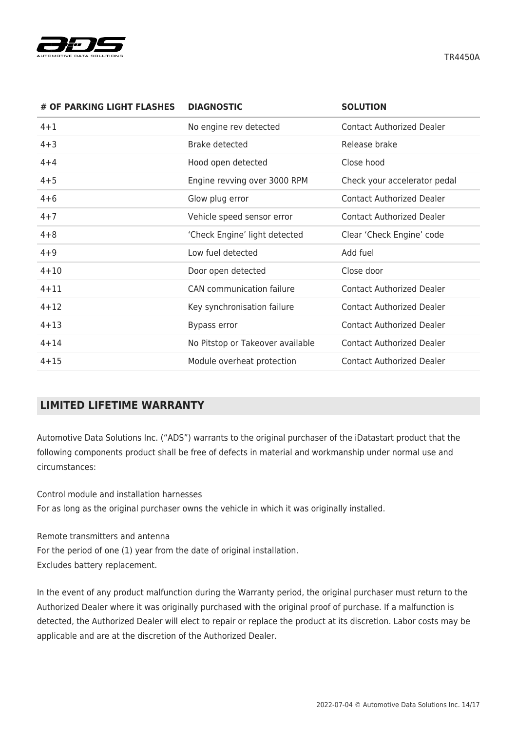| # OF PARKING LIGHT FLASHES | DIAGNOSTIC | SOLUTION |
| --- | --- | --- |
| 4+1 | No engine rev detected | Contact Authorized Dealer |
| 4+3 | Brake detected | Release brake |
| 4+4 | Hood open detected | Close hood |
| 4+5 | Engine revving over 3000 RPM | Check your accelerator pedal |
| 4+6 | Glow plug error | Contact Authorized Dealer |
| 4+7 | Vehicle speed sensor error | Contact Authorized Dealer |
| 4+8 | 'Check Engine' light detected | Clear 'Check Engine' code |
| 4+9 | Low fuel detected | Add fuel |
| 4+10 | Door open detected | Close door |
| 4+11 | CAN communication failure | Contact Authorized Dealer |
| 4+12 | Key synchronisation failure | Contact Authorized Dealer |
| 4+13 | Bypass error | Contact Authorized Dealer |
| 4+14 | No Pitstop or Takeover available | Contact Authorized Dealer |
| 4+15 | Module overheat protection | Contact Authorized Dealer |

## LIMITED LIFETIME WARRANTY

Automotive Data Solutions Inc. ("ADS") warrants to the original purchaser of the iDatastart product that the following components product shall be free of defects in material and workmanship under normal use and circumstances:

Control module and installation harnesses
For as long as the original purchaser owns the vehicle in which it was originally installed.

Remote transmitters and antenna
For the period of one (1) year from the date of original installation.
Excludes battery replacement.

In the event of any product malfunction during the Warranty period, the original purchaser must return to the Authorized Dealer where it was originally purchased with the original proof of purchase. If a malfunction is detected, the Authorized Dealer will elect to repair or replace the product at its discretion. Labor costs may be applicable and are at the discretion of the Authorized Dealer.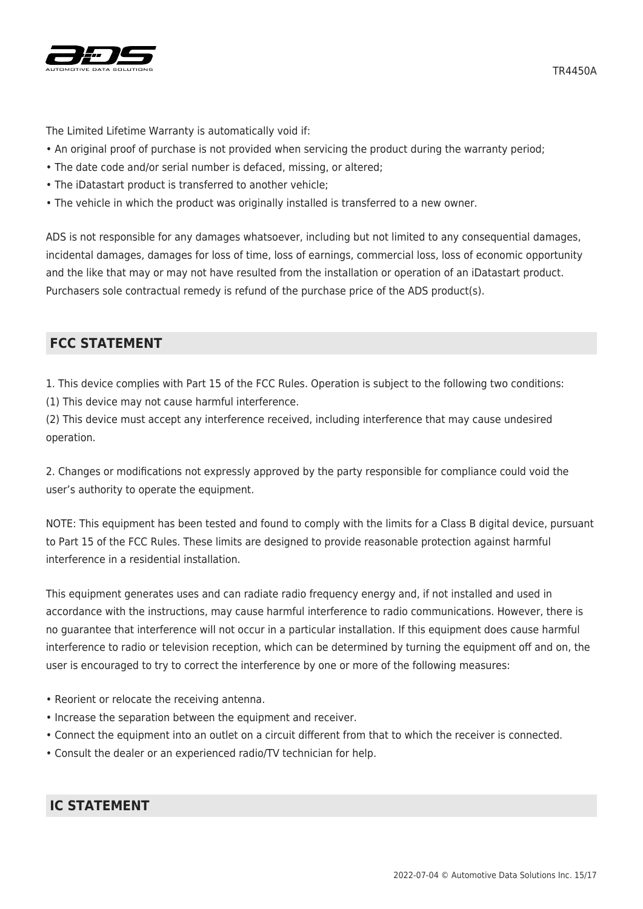The Limited Lifetime Warranty is automatically void if:

- An original proof of purchase is not provided when servicing the product during the warranty period;
- The date code and/or serial number is defaced, missing, or altered;
- The iDatastart product is transferred to another vehicle;
- The vehicle in which the product was originally installed is transferred to a new owner.

ADS is not responsible for any damages whatsoever, including but not limited to any consequential damages, incidental damages, damages for loss of time, loss of earnings, commercial loss, loss of economic opportunity and the like that may or may not have resulted from the installation or operation of an iDatastart product. Purchasers sole contractual remedy is refund of the purchase price of the ADS product(s).

## FCC STATEMENT

1. This device complies with Part 15 of the FCC Rules. Operation is subject to the following two conditions:
(1) This device may not cause harmful interference.
(2) This device must accept any interference received, including interference that may cause undesired operation.

2. Changes or modifications not expressly approved by the party responsible for compliance could void the user's authority to operate the equipment.

NOTE: This equipment has been tested and found to comply with the limits for a Class B digital device, pursuant to Part 15 of the FCC Rules. These limits are designed to provide reasonable protection against harmful interference in a residential installation.

This equipment generates uses and can radiate radio frequency energy and, if not installed and used in accordance with the instructions, may cause harmful interference to radio communications. However, there is no guarantee that interference will not occur in a particular installation. If this equipment does cause harmful interference to radio or television reception, which can be determined by turning the equipment off and on, the user is encouraged to try to correct the interference by one or more of the following measures:

- Reorient or relocate the receiving antenna.
- Increase the separation between the equipment and receiver.
- Connect the equipment into an outlet on a circuit different from that to which the receiver is connected.
- Consult the dealer or an experienced radio/TV technician for help.

## IC STATEMENT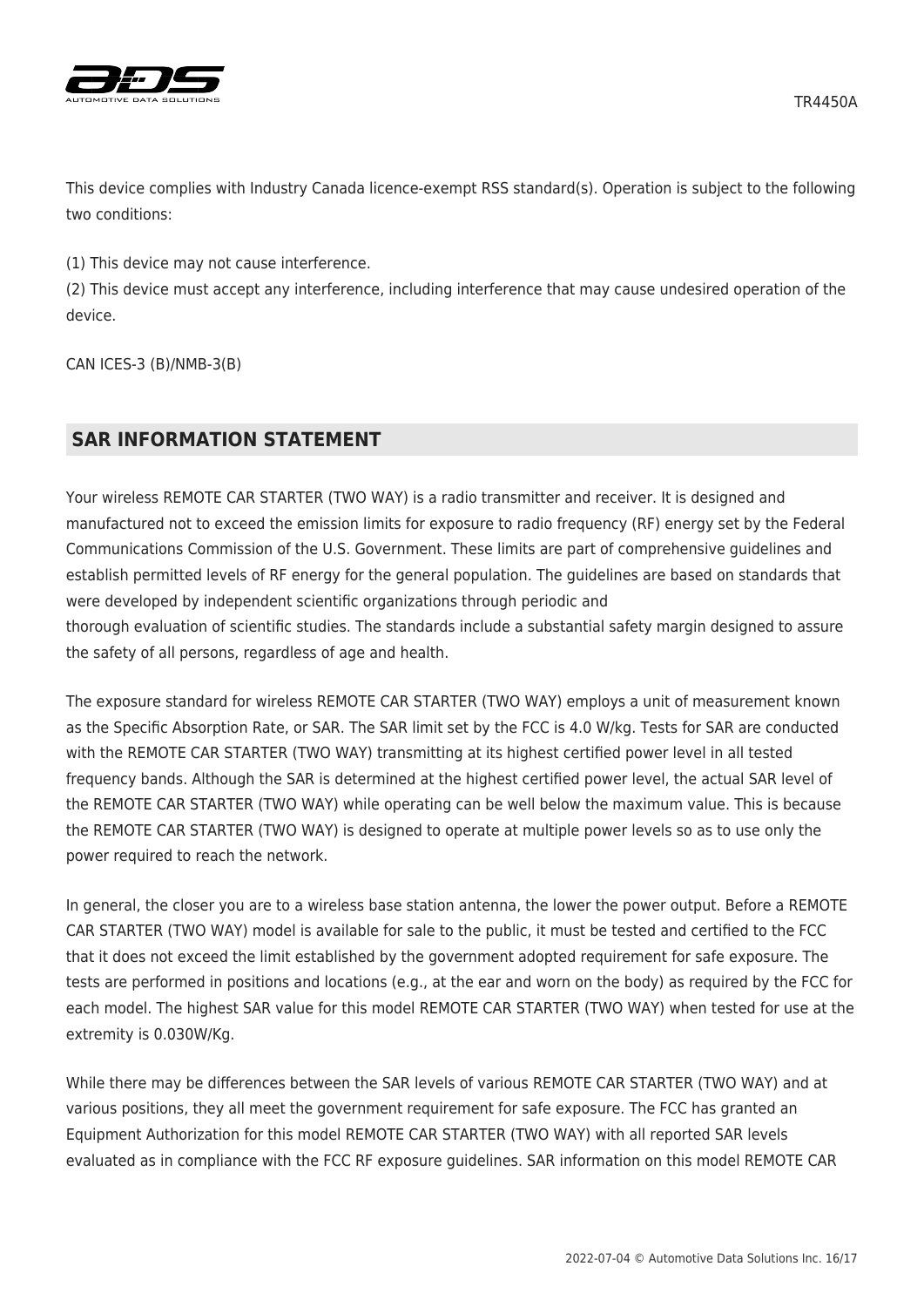This device complies with Industry Canada licence-exempt RSS standard(s). Operation is subject to the following two conditions:

(1) This device may not cause interference.
(2) This device must accept any interference, including interference that may cause undesired operation of the device.

CAN ICES-3 (B)/NMB-3(B)

## SAR INFORMATION STATEMENT

Your wireless REMOTE CAR STARTER (TWO WAY) is a radio transmitter and receiver. It is designed and manufactured not to exceed the emission limits for exposure to radio frequency (RF) energy set by the Federal Communications Commission of the U.S. Government. These limits are part of comprehensive guidelines and establish permitted levels of RF energy for the general population. The guidelines are based on standards that were developed by independent scientific organizations through periodic and thorough evaluation of scientific studies. The standards include a substantial safety margin designed to assure the safety of all persons, regardless of age and health.

The exposure standard for wireless REMOTE CAR STARTER (TWO WAY) employs a unit of measurement known as the Specific Absorption Rate, or SAR. The SAR limit set by the FCC is 4.0 W/kg. Tests for SAR are conducted with the REMOTE CAR STARTER (TWO WAY) transmitting at its highest certified power level in all tested frequency bands. Although the SAR is determined at the highest certified power level, the actual SAR level of the REMOTE CAR STARTER (TWO WAY) while operating can be well below the maximum value. This is because the REMOTE CAR STARTER (TWO WAY) is designed to operate at multiple power levels so as to use only the power required to reach the network.

In general, the closer you are to a wireless base station antenna, the lower the power output. Before a REMOTE CAR STARTER (TWO WAY) model is available for sale to the public, it must be tested and certified to the FCC that it does not exceed the limit established by the government adopted requirement for safe exposure. The tests are performed in positions and locations (e.g., at the ear and worn on the body) as required by the FCC for each model. The highest SAR value for this model REMOTE CAR STARTER (TWO WAY) when tested for use at the extremity is 0.030W/Kg.

While there may be differences between the SAR levels of various REMOTE CAR STARTER (TWO WAY) and at various positions, they all meet the government requirement for safe exposure. The FCC has granted an Equipment Authorization for this model REMOTE CAR STARTER (TWO WAY) with all reported SAR levels evaluated as in compliance with the FCC RF exposure guidelines. SAR information on this model REMOTE CAR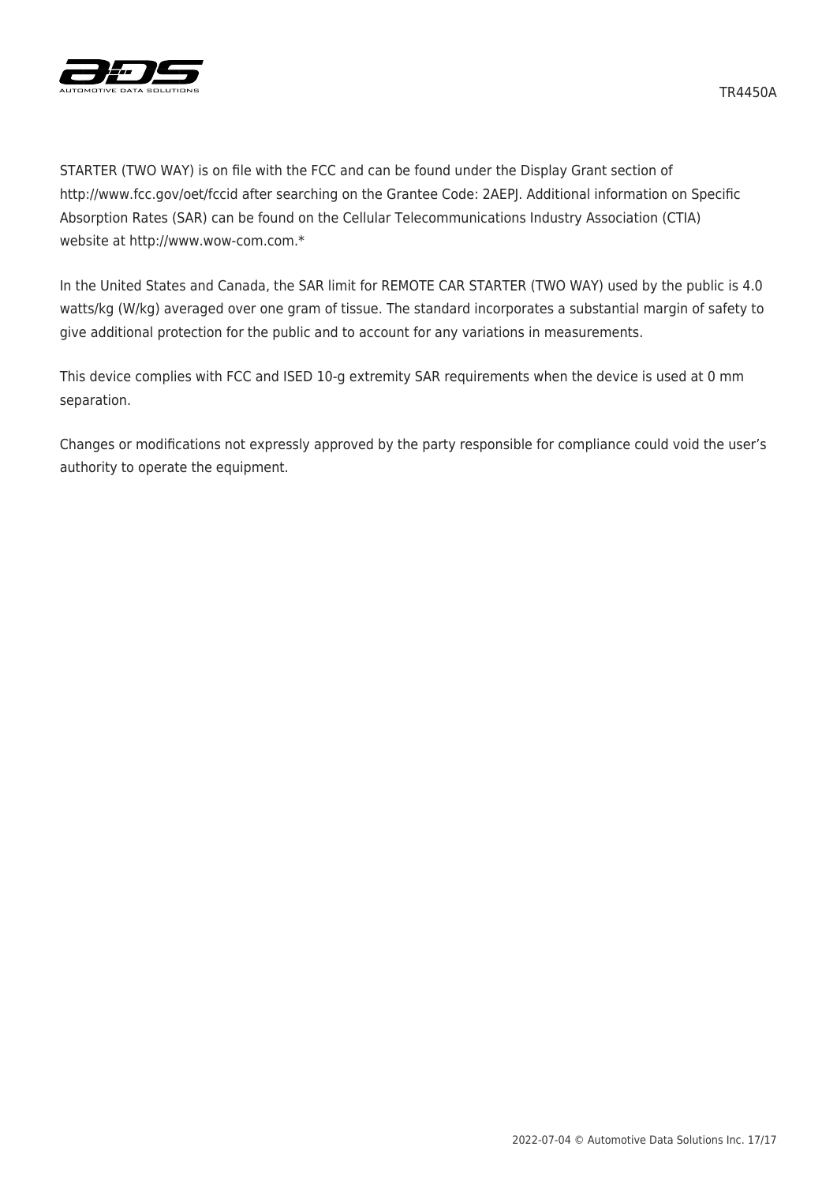STARTER (TWO WAY) is on file with the FCC and can be found under the Display Grant section of http://www.fcc.gov/oet/fccid after searching on the Grantee Code: 2AEPJ. Additional information on Specific Absorption Rates (SAR) can be found on the Cellular Telecommunications Industry Association (CTIA) website at http://www.wow-com.com.*

In the United States and Canada, the SAR limit for REMOTE CAR STARTER (TWO WAY) used by the public is 4.0 watts/kg (W/kg) averaged over one gram of tissue. The standard incorporates a substantial margin of safety to give additional protection for the public and to account for any variations in measurements.

This device complies with FCC and ISED 10-g extremity SAR requirements when the device is used at 0 mm separation.

Changes or modifications not expressly approved by the party responsible for compliance could void the user's authority to operate the equipment.